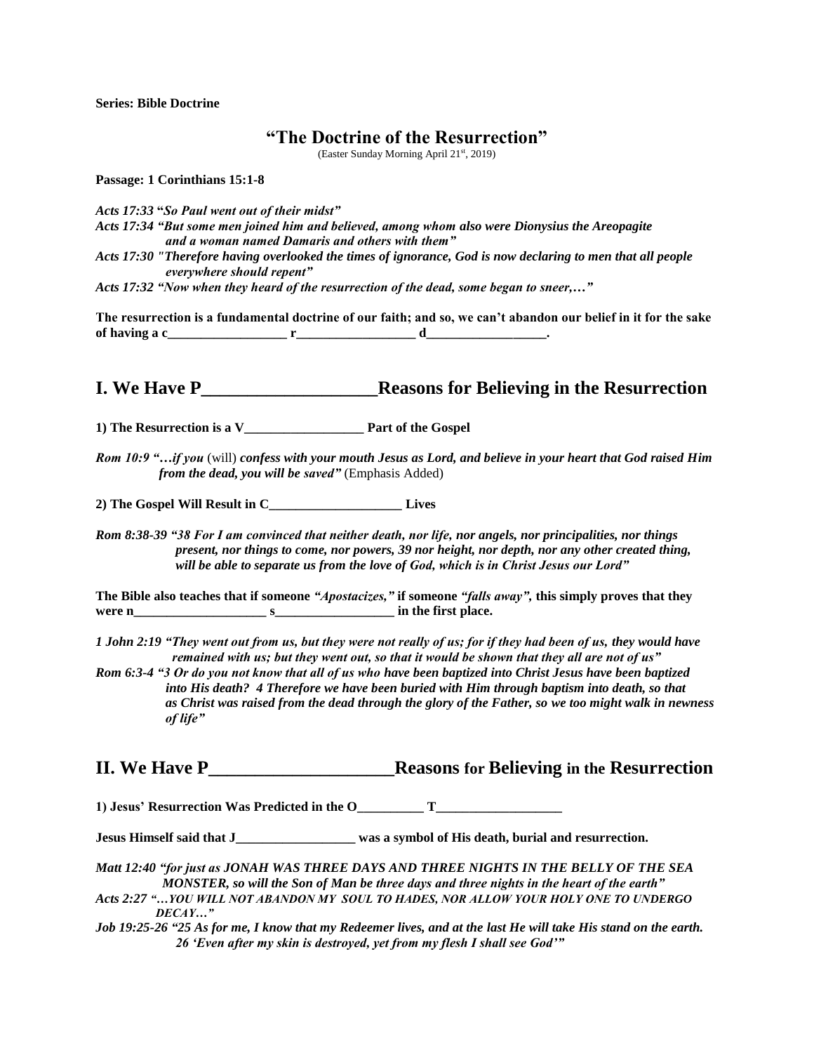**Series: Bible Doctrine**

# "The Doctrine of the Resurrection"

(Easter Sunday Morning April 21st, 2019)

**Passage: 1 Corinthians 15:1-8**

***Acts 17:33 "So Paul went out of their midst"***
***Acts 17:34 "But some men joined him and believed, among whom also were Dionysius the Areopagite and a woman named Damaris and others with them"***
***Acts 17:30 "Therefore having overlooked the times of ignorance, God is now declaring to men that all people everywhere should repent"***
***Acts 17:32 "Now when they heard of the resurrection of the dead, some began to sneer,…"***

**The resurrection is a fundamental doctrine of our faith; and so, we can't abandon our belief in it for the sake of having a c\_\_\_\_\_\_\_\_\_\_\_\_\_\_\_\_\_\_ r\_\_\_\_\_\_\_\_\_\_\_\_\_\_\_\_\_\_ d\_\_\_\_\_\_\_\_\_\_\_\_\_\_\_\_\_\_.**

## I. We Have P\_\_\_\_\_\_\_\_\_\_\_\_\_\_\_\_\_\_\_Reasons for Believing in the Resurrection

**1) The Resurrection is a V\_\_\_\_\_\_\_\_\_\_\_\_\_\_\_\_\_\_ Part of the Gospel**

***Rom 10:9 "…if you*** (will) ***confess with your mouth Jesus as Lord, and believe in your heart that God raised Him from the dead, you will be saved"*** (Emphasis Added)

**2) The Gospel Will Result in C\_\_\_\_\_\_\_\_\_\_\_\_\_\_\_\_\_\_\_\_ Lives**

***Rom 8:38-39 "38 For I am convinced that neither death, nor life, nor angels, nor principalities, nor things present, nor things to come, nor powers, 39 nor height, nor depth, nor any other created thing, will be able to separate us from the love of God, which is in Christ Jesus our Lord"***

**The Bible also teaches that if someone *"Apostacizes,"* if someone *"falls away",* this simply proves that they were n\_\_\_\_\_\_\_\_\_\_\_\_\_\_\_\_\_\_\_\_ s\_\_\_\_\_\_\_\_\_\_\_\_\_\_\_\_\_\_ in the first place.**

***1 John 2:19 "They went out from us, but they were not really of us; for if they had been of us, they would have remained with us; but they went out, so that it would be shown that they all are not of us"***
***Rom 6:3-4 "3 Or do you not know that all of us who have been baptized into Christ Jesus have been baptized into His death? 4 Therefore we have been buried with Him through baptism into death, so that as Christ was raised from the dead through the glory of the Father, so we too might walk in newness of life"***

## II. We Have P\_\_\_\_\_\_\_\_\_\_\_\_\_\_\_\_\_\_\_\_Reasons for Believing in the Resurrection

**1) Jesus' Resurrection Was Predicted in the O\_\_\_\_\_\_\_\_\_\_ T\_\_\_\_\_\_\_\_\_\_\_\_\_\_\_\_\_\_\_**

**Jesus Himself said that J\_\_\_\_\_\_\_\_\_\_\_\_\_\_\_\_\_\_ was a symbol of His death, burial and resurrection.**

***Matt 12:40 "for just as JONAH WAS THREE DAYS AND THREE NIGHTS IN THE BELLY OF THE SEA MONSTER, so will the Son of Man be three days and three nights in the heart of the earth"***
***Acts 2:27 "…YOU WILL NOT ABANDON MY SOUL TO HADES, NOR ALLOW YOUR HOLY ONE TO UNDERGO DECAY…"***
***Job 19:25-26 "25 As for me, I know that my Redeemer lives, and at the last He will take His stand on the earth. 26 'Even after my skin is destroyed, yet from my flesh I shall see God'"***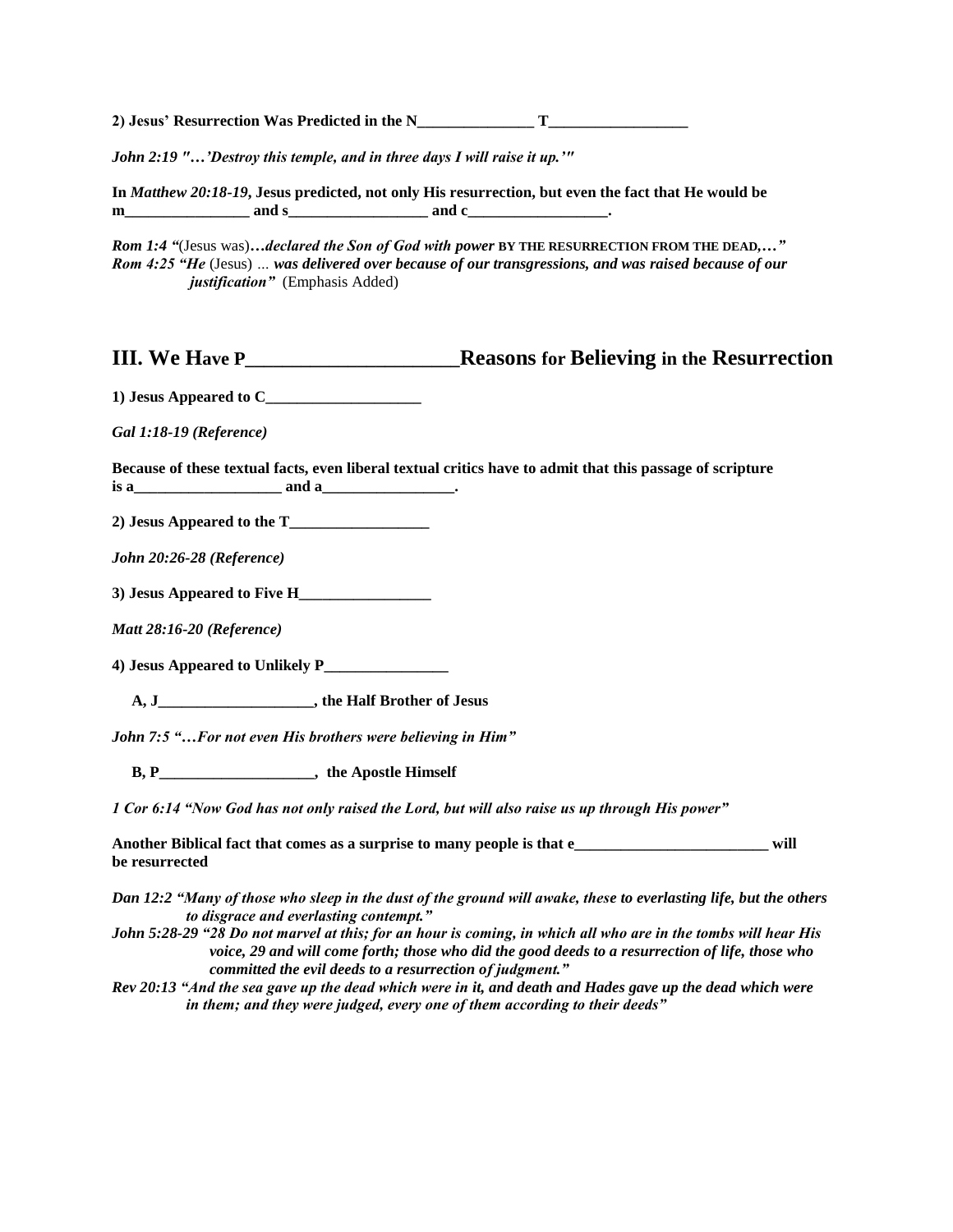**2) Jesus' Resurrection Was Predicted in the N_______________ T__________________**

***John 2:19 "…'Destroy this temple, and in three days I will raise it up.'"***

**In *Matthew 20:18-19*, Jesus predicted, not only His resurrection, but even the fact that He would be m________________ and s__________________ and c__________________.**

***Rom 1:4 "***(Jesus was)***…declared the Son of God with power*** **BY THE RESURRECTION FROM THE DEAD,…"**
***Rom 4:25 "He*** (Jesus) … ***was delivered over because of our transgressions, and was raised because of our justification"*** (Emphasis Added)

## III. We Have P_____________________ Reasons for Believing in the Resurrection

**1) Jesus Appeared to C____________________**

***Gal 1:18-19 (Reference)***

**Because of these textual facts, even liberal textual critics have to admit that this passage of scripture is a___________________ and a_________________.**

**2) Jesus Appeared to the T__________________**

***John 20:26-28 (Reference)***

**3) Jesus Appeared to Five H_________________**

***Matt 28:16-20 (Reference)***

**4) Jesus Appeared to Unlikely P________________**

**A, J____________________, the Half Brother of Jesus**

***John 7:5 "…For not even His brothers were believing in Him"***

**B, P____________________, the Apostle Himself**

***1 Cor 6:14 "Now God has not only raised the Lord, but will also raise us up through His power"***

**Another Biblical fact that comes as a surprise to many people is that e_________________________ will be resurrected**

***Dan 12:2 "Many of those who sleep in the dust of the ground will awake, these to everlasting life, but the others to disgrace and everlasting contempt."***
***John 5:28-29 "28 Do not marvel at this; for an hour is coming, in which all who are in the tombs will hear His voice, 29 and will come forth; those who did the good deeds to a resurrection of life, those who committed the evil deeds to a resurrection of judgment."***
***Rev 20:13 "And the sea gave up the dead which were in it, and death and Hades gave up the dead which were in them; and they were judged, every one of them according to their deeds"***